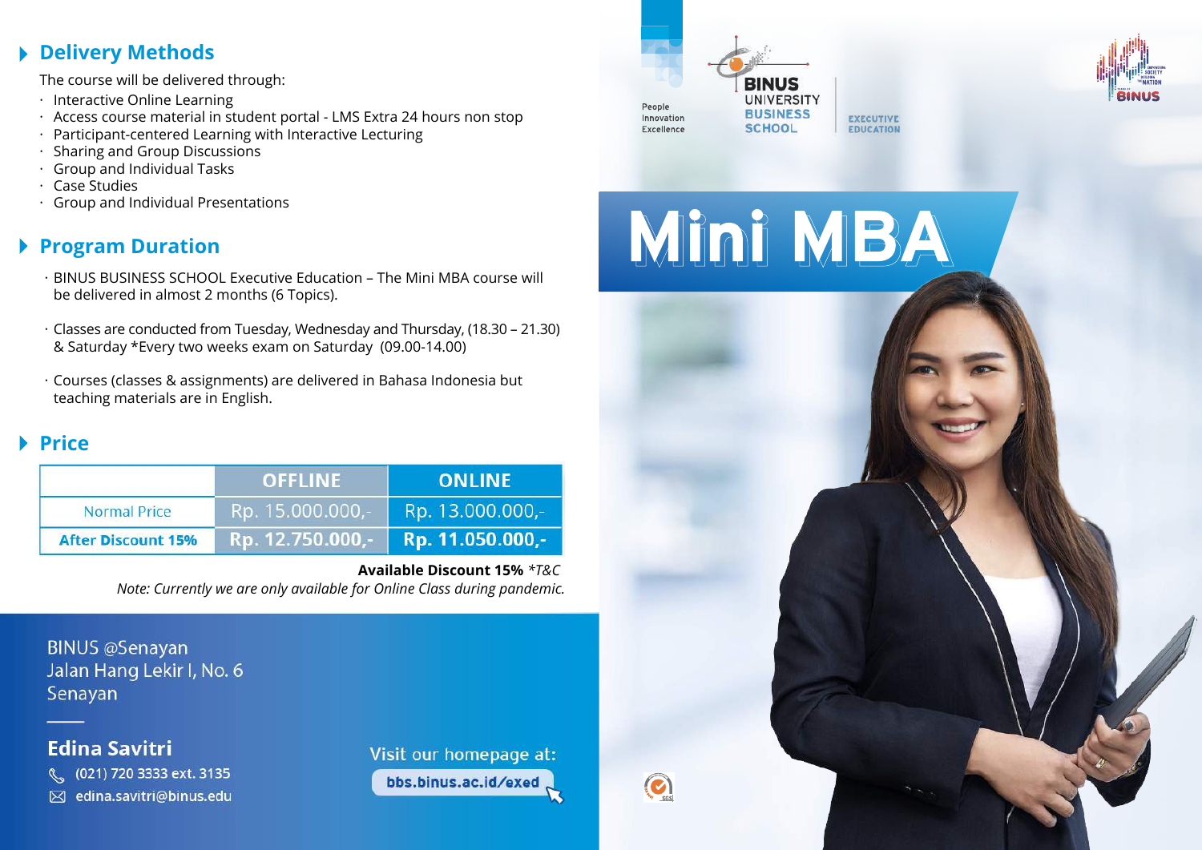## Delivery Methods

The course will be delivered through:

- Interactive Online Learning
- Access course material in student portal - LMS Extra 24 hours non stop
- Participant-centered Learning with Interactive Lecturing
- Sharing and Group Discussions
- Group and Individual Tasks
- Case Studies
- Group and Individual Presentations

## Program Duration

- BINUS BUSINESS SCHOOL Executive Education – The Mini MBA course will be delivered in almost 2 months (6 Topics).
- Classes are conducted from Tuesday, Wednesday and Thursday, (18.30 – 21.30) & Saturday *Every two weeks exam on Saturday (09.00-14.00)
- Courses (classes & assignments) are delivered in Bahasa Indonesia but teaching materials are in English.

## Price

| | OFFLINE | ONLINE |
|---|---|---|
| Normal Price | Rp. 15.000.000,- | Rp. 13.000.000,- |
| **After Discount 15%** | **Rp. 12.750.000,-** | **Rp. 11.050.000,-** |

**Available Discount 15%** *\*T&C*

*Note: Currently we are only available for Online Class during pandemic.*

BINUS @Senayan
Jalan Hang Lekir I, No. 6
Senayan

**Edina Savitri**
(021) 720 3333 ext. 3135
edina.savitri@binus.edu

Visit our homepage at:
bbs.binus.ac.id/exed

People Innovation Excellence

BINUS UNIVERSITY BUSINESS SCHOOL

EXECUTIVE EDUCATION

# Mini MBA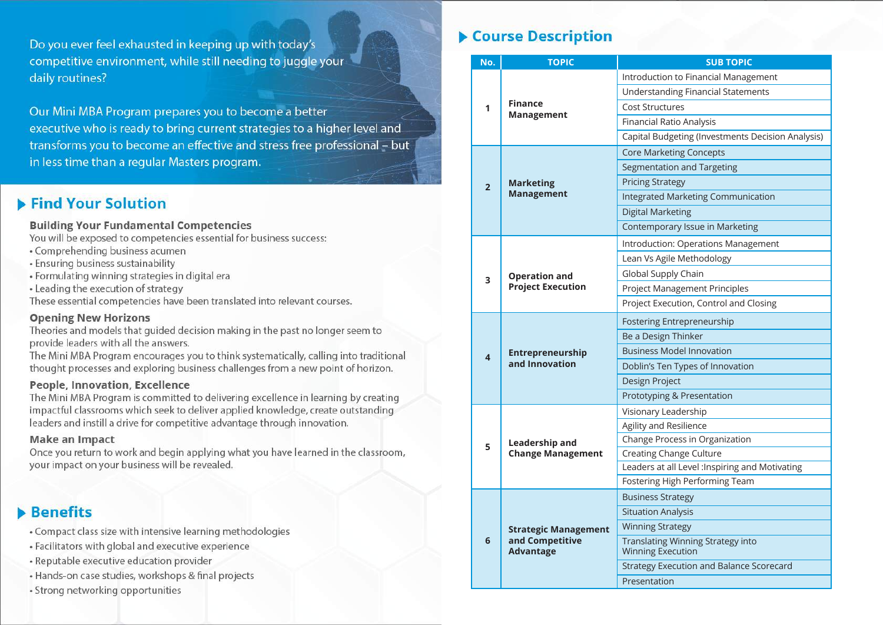Do you ever feel exhausted in keeping up with today's competitive environment, while still needing to juggle your daily routines?

Our Mini MBA Program prepares you to become a better executive who is ready to bring current strategies to a higher level and transforms you to become an effective and stress free professional – but in less time than a regular Masters program.

## Find Your Solution

### Building Your Fundamental Competencies

You will be exposed to competencies essential for business success:

- Comprehending business acumen
- Ensuring business sustainability
- Formulating winning strategies in digital era
- Leading the execution of strategy

These essential competencies have been translated into relevant courses.

### Opening New Horizons

Theories and models that guided decision making in the past no longer seem to provide leaders with all the answers.

The Mini MBA Program encourages you to think systematically, calling into traditional thought processes and exploring business challenges from a new point of horizon.

### People, Innovation, Excellence

The Mini MBA Program is committed to delivering excellence in learning by creating impactful classrooms which seek to deliver applied knowledge, create outstanding leaders and instill a drive for competitive advantage through innovation.

### Make an Impact

Once you return to work and begin applying what you have learned in the classroom, your impact on your business will be revealed.

## Benefits

- Compact class size with intensive learning methodologies
- Facilitators with global and executive experience
- Reputable executive education provider
- Hands-on case studies, workshops & final projects
- Strong networking opportunities

## Course Description

| No. | TOPIC | SUB TOPIC |
|---|---|---|
| 1 | **Finance Management** | Introduction to Financial Management |
| | | Understanding Financial Statements |
| | | Cost Structures |
| | | Financial Ratio Analysis |
| | | Capital Budgeting (Investments Decision Analysis) |
| 2 | **Marketing Management** | Core Marketing Concepts |
| | | Segmentation and Targeting |
| | | Pricing Strategy |
| | | Integrated Marketing Communication |
| | | Digital Marketing |
| | | Contemporary Issue in Marketing |
| 3 | **Operation and Project Execution** | Introduction: Operations Management |
| | | Lean Vs Agile Methodology |
| | | Global Supply Chain |
| | | Project Management Principles |
| | | Project Execution, Control and Closing |
| 4 | **Entrepreneurship and Innovation** | Fostering Entrepreneurship |
| | | Be a Design Thinker |
| | | Business Model Innovation |
| | | Doblin's Ten Types of Innovation |
| | | Design Project |
| | | Prototyping & Presentation |
| 5 | **Leadership and Change Management** | Visionary Leadership |
| | | Agility and Resilience |
| | | Change Process in Organization |
| | | Creating Change Culture |
| | | Leaders at all Level :Inspiring and Motivating |
| | | Fostering High Performing Team |
| 6 | **Strategic Management and Competitive Advantage** | Business Strategy |
| | | Situation Analysis |
| | | Winning Strategy |
| | | Translating Winning Strategy into Winning Execution |
| | | Strategy Execution and Balance Scorecard |
| | | Presentation |